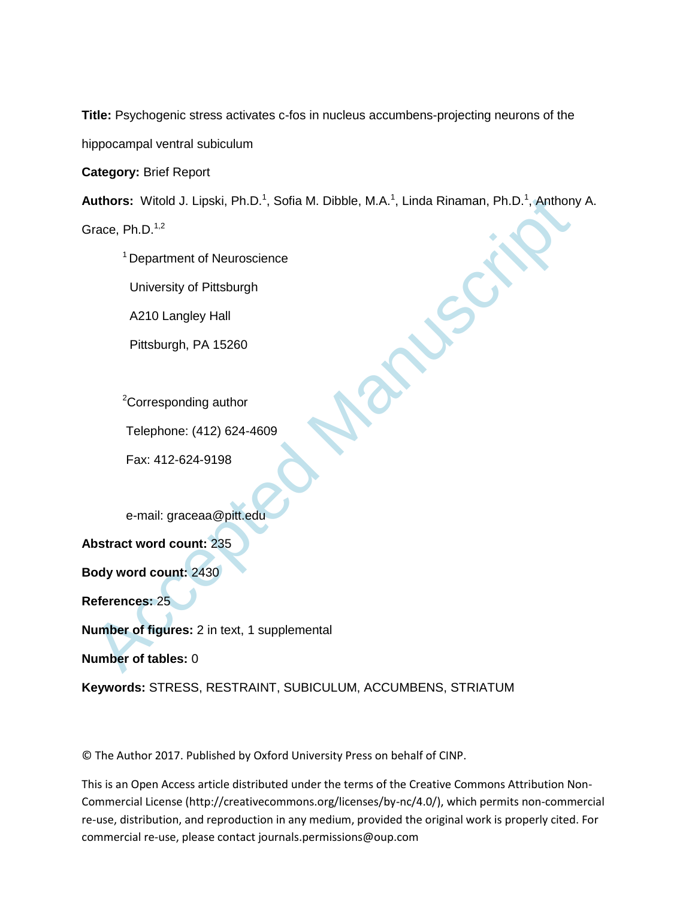**Title:** Psychogenic stress activates c-fos in nucleus accumbens-projecting neurons of the hippocampal ventral subiculum

**Category:** Brief Report

**Authors:** Witold J. Lipski, Ph.D.[1], Sofia M. Dibble, M.A.[1], Linda Rinaman, Ph.D.[1], Anthony A. Grace, Ph.D.[1,2]

[1] Department of Neuroscience
University of Pittsburgh
A210 Langley Hall
Pittsburgh, PA 15260

[2] Corresponding author
Telephone: (412) 624-4609
Fax: 412-624-9198

e-mail: graceaa@pitt.edu

**Abstract word count:** 235

**Body word count:** 2430

**References:** 25

**Number of figures:** 2 in text, 1 supplemental

**Number of tables:** 0

**Keywords:** STRESS, RESTRAINT, SUBICULUM, ACCUMBENS, STRIATUM

© The Author 2017. Published by Oxford University Press on behalf of CINP.

This is an Open Access article distributed under the terms of the Creative Commons Attribution Non-Commercial License (http://creativecommons.org/licenses/by-nc/4.0/), which permits non-commercial re-use, distribution, and reproduction in any medium, provided the original work is properly cited. For commercial re-use, please contact journals.permissions@oup.com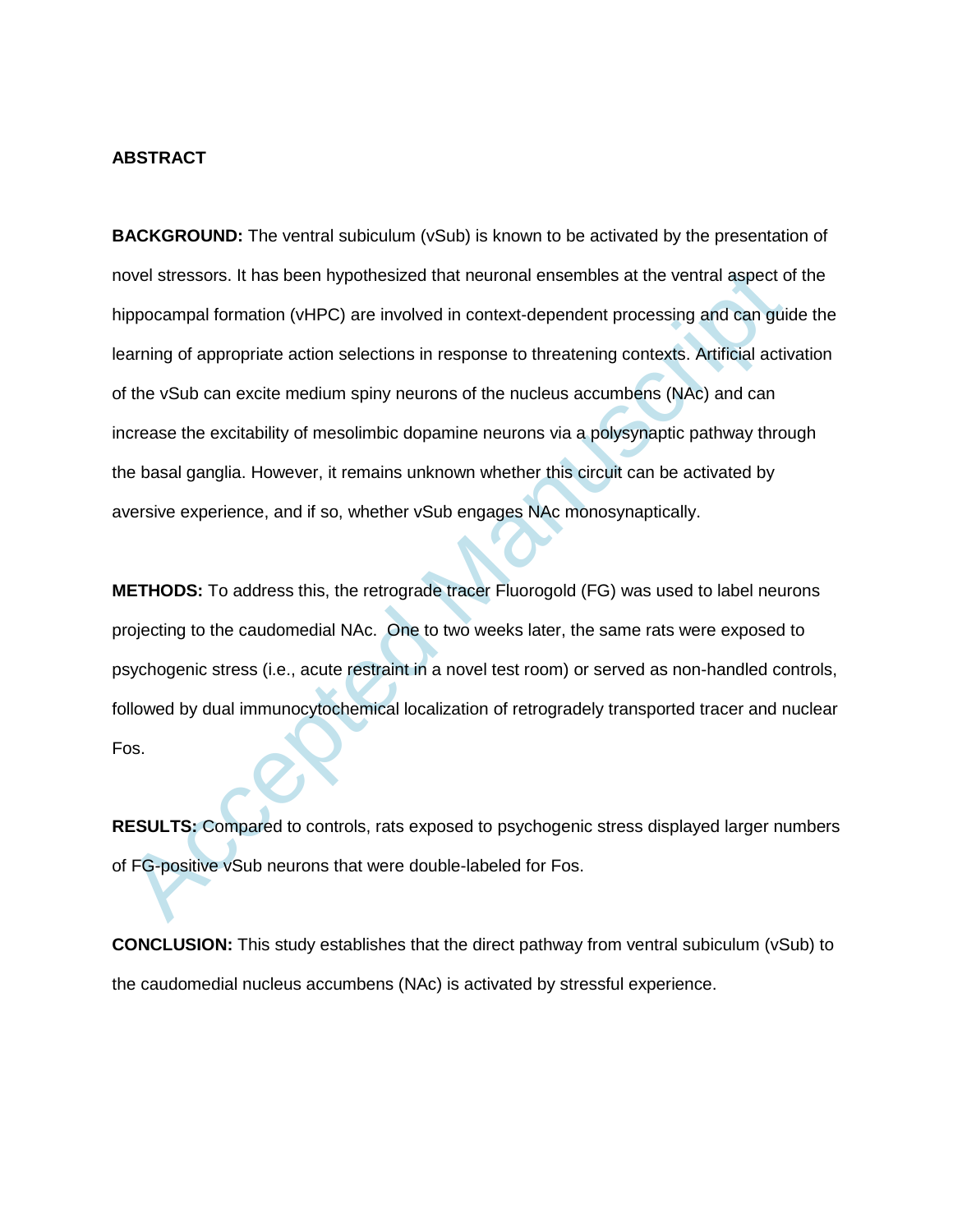## ABSTRACT

**BACKGROUND:** The ventral subiculum (vSub) is known to be activated by the presentation of novel stressors. It has been hypothesized that neuronal ensembles at the ventral aspect of the hippocampal formation (vHPC) are involved in context-dependent processing and can guide the learning of appropriate action selections in response to threatening contexts. Artificial activation of the vSub can excite medium spiny neurons of the nucleus accumbens (NAc) and can increase the excitability of mesolimbic dopamine neurons via a polysynaptic pathway through the basal ganglia. However, it remains unknown whether this circuit can be activated by aversive experience, and if so, whether vSub engages NAc monosynaptically.

**METHODS:** To address this, the retrograde tracer Fluorogold (FG) was used to label neurons projecting to the caudomedial NAc. One to two weeks later, the same rats were exposed to psychogenic stress (i.e., acute restraint in a novel test room) or served as non-handled controls, followed by dual immunocytochemical localization of retrogradely transported tracer and nuclear Fos.

**RESULTS:** Compared to controls, rats exposed to psychogenic stress displayed larger numbers of FG-positive vSub neurons that were double-labeled for Fos.

**CONCLUSION:** This study establishes that the direct pathway from ventral subiculum (vSub) to the caudomedial nucleus accumbens (NAc) is activated by stressful experience.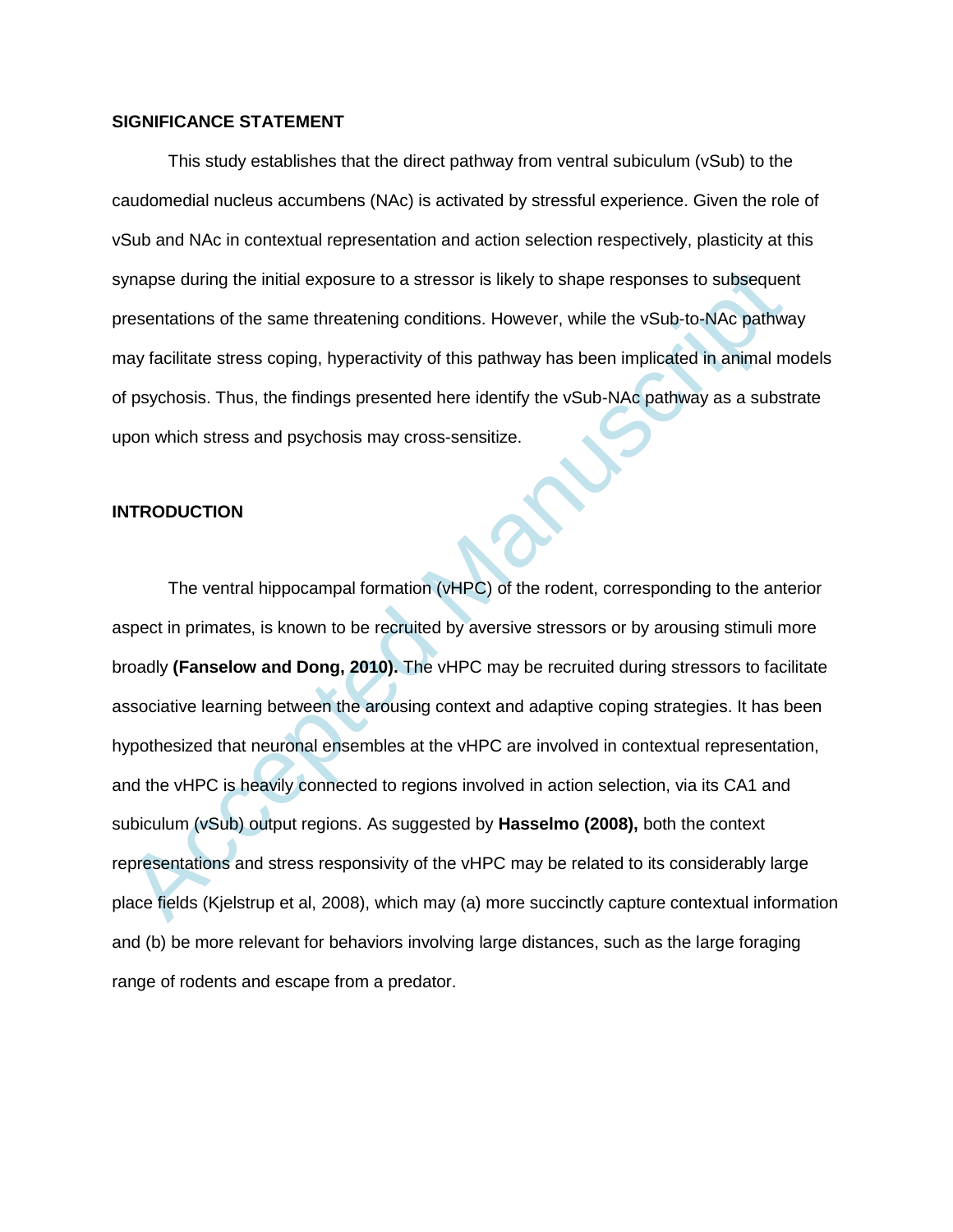## SIGNIFICANCE STATEMENT

This study establishes that the direct pathway from ventral subiculum (vSub) to the caudomedial nucleus accumbens (NAc) is activated by stressful experience. Given the role of vSub and NAc in contextual representation and action selection respectively, plasticity at this synapse during the initial exposure to a stressor is likely to shape responses to subsequent presentations of the same threatening conditions. However, while the vSub-to-NAc pathway may facilitate stress coping, hyperactivity of this pathway has been implicated in animal models of psychosis. Thus, the findings presented here identify the vSub-NAc pathway as a substrate upon which stress and psychosis may cross-sensitize.

## INTRODUCTION

The ventral hippocampal formation (vHPC) of the rodent, corresponding to the anterior aspect in primates, is known to be recruited by aversive stressors or by arousing stimuli more broadly **(Fanselow and Dong, 2010).** The vHPC may be recruited during stressors to facilitate associative learning between the arousing context and adaptive coping strategies. It has been hypothesized that neuronal ensembles at the vHPC are involved in contextual representation, and the vHPC is heavily connected to regions involved in action selection, via its CA1 and subiculum (vSub) output regions. As suggested by **Hasselmo (2008),** both the context representations and stress responsivity of the vHPC may be related to its considerably large place fields (Kjelstrup et al, 2008), which may (a) more succinctly capture contextual information and (b) be more relevant for behaviors involving large distances, such as the large foraging range of rodents and escape from a predator.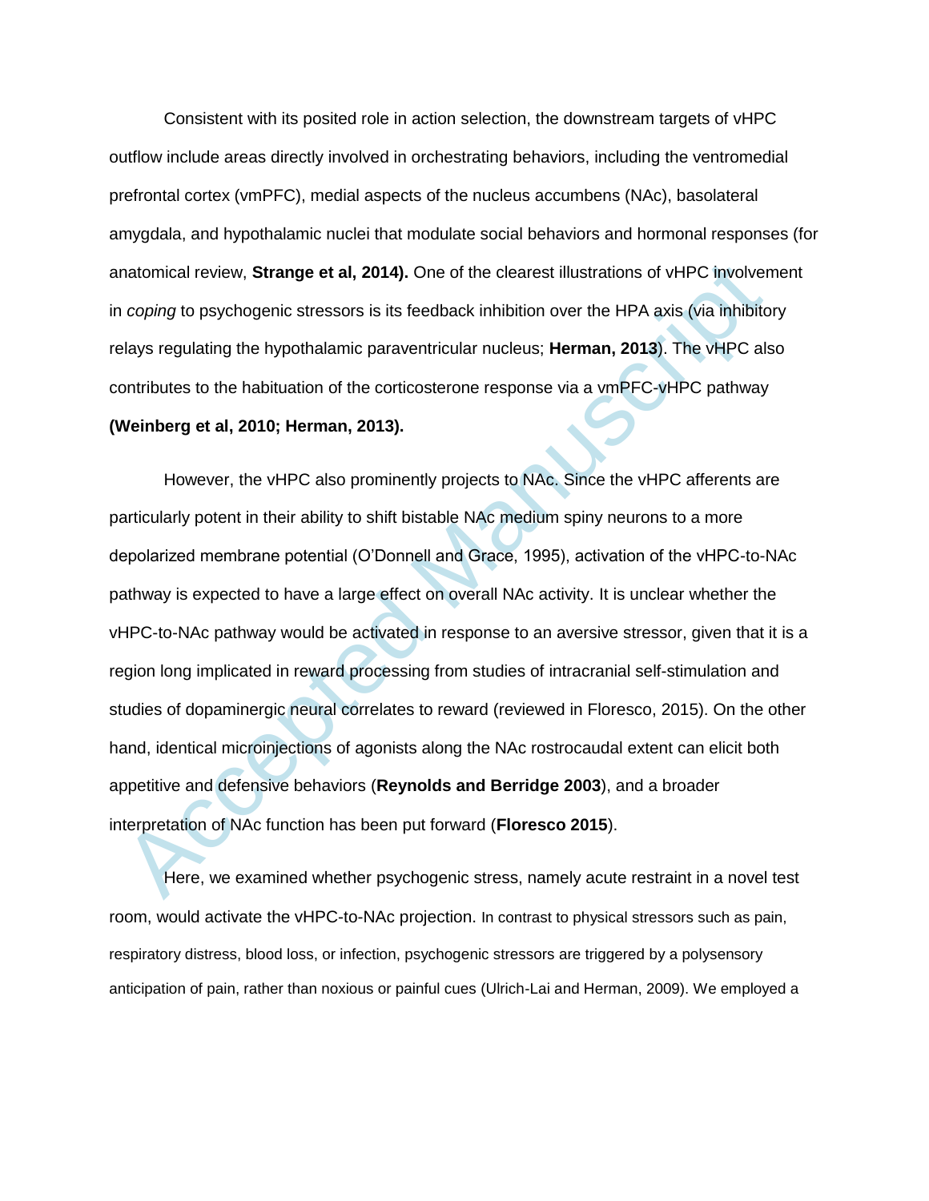Consistent with its posited role in action selection, the downstream targets of vHPC outflow include areas directly involved in orchestrating behaviors, including the ventromedial prefrontal cortex (vmPFC), medial aspects of the nucleus accumbens (NAc), basolateral amygdala, and hypothalamic nuclei that modulate social behaviors and hormonal responses (for anatomical review, **Strange et al, 2014).** One of the clearest illustrations of vHPC involvement in *coping* to psychogenic stressors is its feedback inhibition over the HPA axis (via inhibitory relays regulating the hypothalamic paraventricular nucleus; **Herman, 2013**). The vHPC also contributes to the habituation of the corticosterone response via a vmPFC-vHPC pathway **(Weinberg et al, 2010; Herman, 2013).**

However, the vHPC also prominently projects to NAc. Since the vHPC afferents are particularly potent in their ability to shift bistable NAc medium spiny neurons to a more depolarized membrane potential (O'Donnell and Grace, 1995), activation of the vHPC-to-NAc pathway is expected to have a large effect on overall NAc activity. It is unclear whether the vHPC-to-NAc pathway would be activated in response to an aversive stressor, given that it is a region long implicated in reward processing from studies of intracranial self-stimulation and studies of dopaminergic neural correlates to reward (reviewed in Floresco, 2015). On the other hand, identical microinjections of agonists along the NAc rostrocaudal extent can elicit both appetitive and defensive behaviors (**Reynolds and Berridge 2003**), and a broader interpretation of NAc function has been put forward (**Floresco 2015**).

Here, we examined whether psychogenic stress, namely acute restraint in a novel test room, would activate the vHPC-to-NAc projection. In contrast to physical stressors such as pain, respiratory distress, blood loss, or infection, psychogenic stressors are triggered by a polysensory anticipation of pain, rather than noxious or painful cues (Ulrich-Lai and Herman, 2009). We employed a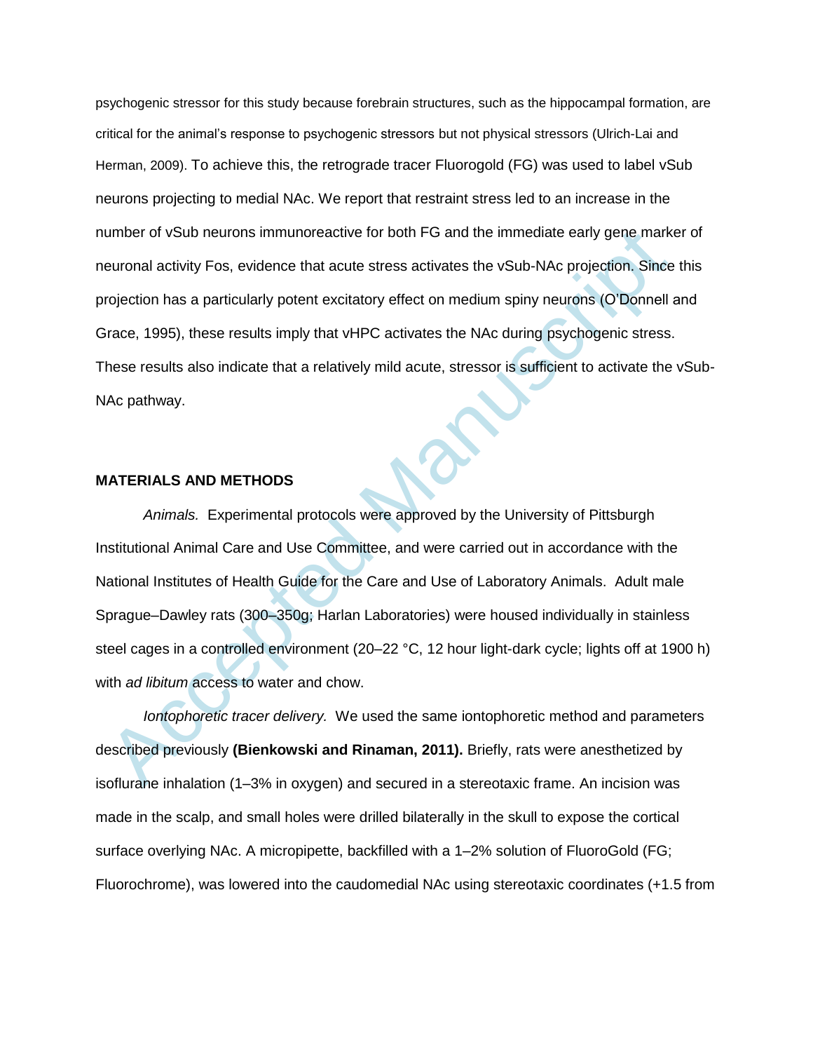psychogenic stressor for this study because forebrain structures, such as the hippocampal formation, are critical for the animal's response to psychogenic stressors but not physical stressors (Ulrich-Lai and Herman, 2009). To achieve this, the retrograde tracer Fluorogold (FG) was used to label vSub neurons projecting to medial NAc. We report that restraint stress led to an increase in the number of vSub neurons immunoreactive for both FG and the immediate early gene marker of neuronal activity Fos, evidence that acute stress activates the vSub-NAc projection. Since this projection has a particularly potent excitatory effect on medium spiny neurons (O'Donnell and Grace, 1995), these results imply that vHPC activates the NAc during psychogenic stress. These results also indicate that a relatively mild acute, stressor is sufficient to activate the vSub-NAc pathway.

## MATERIALS AND METHODS

*Animals.* Experimental protocols were approved by the University of Pittsburgh Institutional Animal Care and Use Committee, and were carried out in accordance with the National Institutes of Health Guide for the Care and Use of Laboratory Animals. Adult male Sprague–Dawley rats (300–350g; Harlan Laboratories) were housed individually in stainless steel cages in a controlled environment (20–22 °C, 12 hour light-dark cycle; lights off at 1900 h) with *ad libitum* access to water and chow.

*Iontophoretic tracer delivery.* We used the same iontophoretic method and parameters described previously **(Bienkowski and Rinaman, 2011).** Briefly, rats were anesthetized by isoflurane inhalation (1–3% in oxygen) and secured in a stereotaxic frame. An incision was made in the scalp, and small holes were drilled bilaterally in the skull to expose the cortical surface overlying NAc. A micropipette, backfilled with a 1–2% solution of FluoroGold (FG; Fluorochrome), was lowered into the caudomedial NAc using stereotaxic coordinates (+1.5 from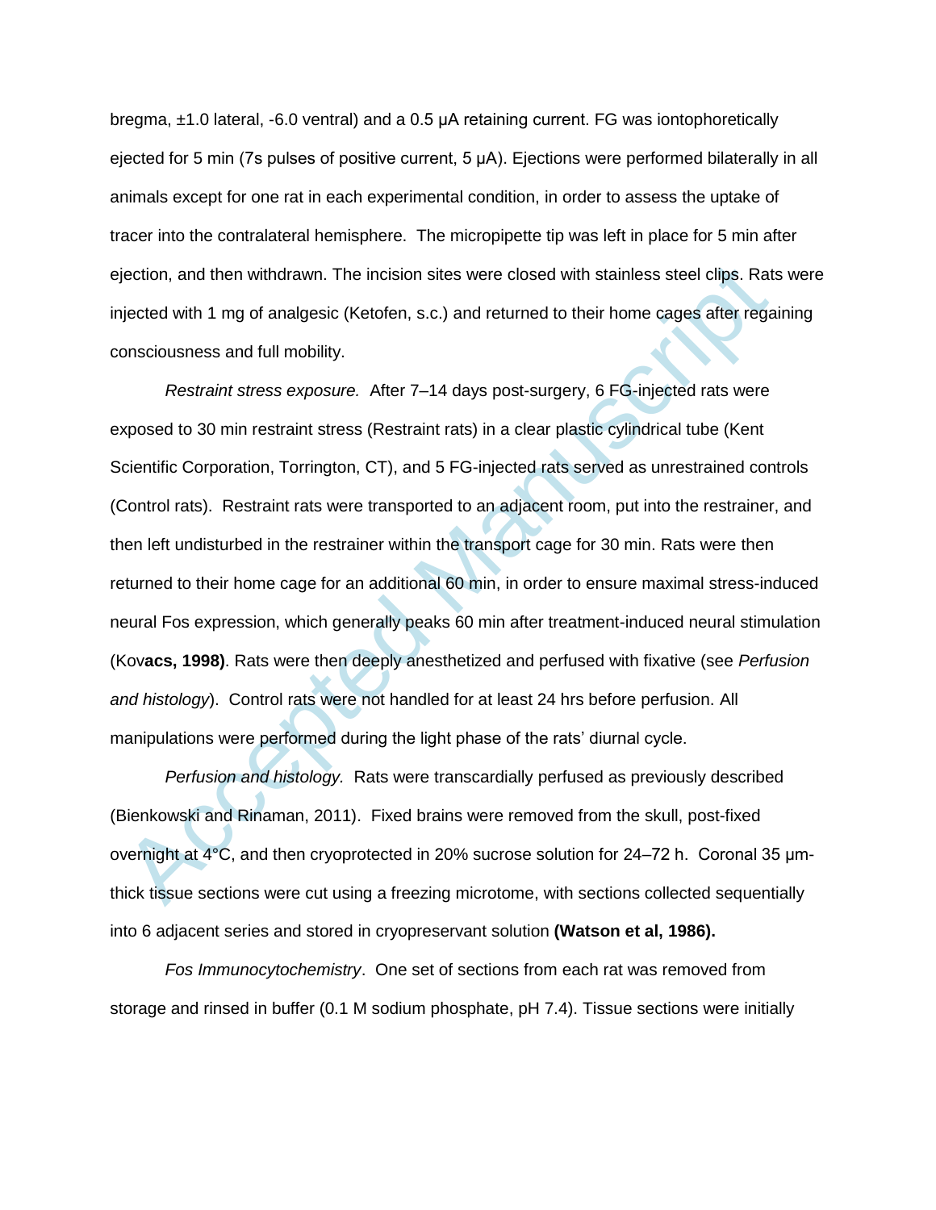bregma, ±1.0 lateral, -6.0 ventral) and a 0.5 μA retaining current. FG was iontophoretically ejected for 5 min (7s pulses of positive current, 5 μA). Ejections were performed bilaterally in all animals except for one rat in each experimental condition, in order to assess the uptake of tracer into the contralateral hemisphere. The micropipette tip was left in place for 5 min after ejection, and then withdrawn. The incision sites were closed with stainless steel clips. Rats were injected with 1 mg of analgesic (Ketofen, s.c.) and returned to their home cages after regaining consciousness and full mobility.

*Restraint stress exposure.* After 7–14 days post-surgery, 6 FG-injected rats were exposed to 30 min restraint stress (Restraint rats) in a clear plastic cylindrical tube (Kent Scientific Corporation, Torrington, CT), and 5 FG-injected rats served as unrestrained controls (Control rats). Restraint rats were transported to an adjacent room, put into the restrainer, and then left undisturbed in the restrainer within the transport cage for 30 min. Rats were then returned to their home cage for an additional 60 min, in order to ensure maximal stress-induced neural Fos expression, which generally peaks 60 min after treatment-induced neural stimulation (Kov**acs, 1998)**. Rats were then deeply anesthetized and perfused with fixative (see *Perfusion and histology*). Control rats were not handled for at least 24 hrs before perfusion. All manipulations were performed during the light phase of the rats' diurnal cycle.

*Perfusion and histology.* Rats were transcardially perfused as previously described (Bienkowski and Rinaman, 2011). Fixed brains were removed from the skull, post-fixed overnight at 4°C, and then cryoprotected in 20% sucrose solution for 24–72 h. Coronal 35 μm-thick tissue sections were cut using a freezing microtome, with sections collected sequentially into 6 adjacent series and stored in cryopreservant solution **(Watson et al, 1986).**

*Fos Immunocytochemistry*. One set of sections from each rat was removed from storage and rinsed in buffer (0.1 M sodium phosphate, pH 7.4). Tissue sections were initially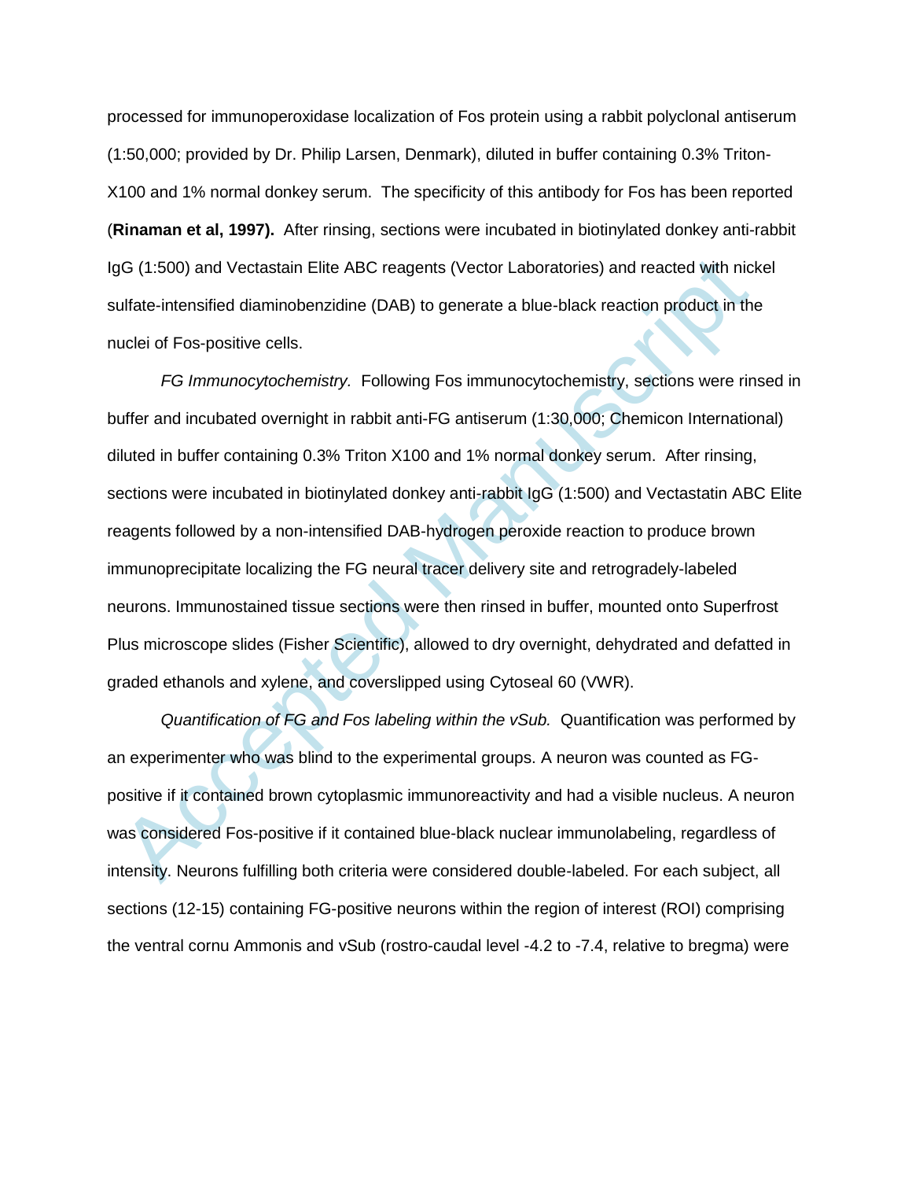processed for immunoperoxidase localization of Fos protein using a rabbit polyclonal antiserum (1:50,000; provided by Dr. Philip Larsen, Denmark), diluted in buffer containing 0.3% Triton-X100 and 1% normal donkey serum. The specificity of this antibody for Fos has been reported (**Rinaman et al, 1997).** After rinsing, sections were incubated in biotinylated donkey anti-rabbit IgG (1:500) and Vectastain Elite ABC reagents (Vector Laboratories) and reacted with nickel sulfate-intensified diaminobenzidine (DAB) to generate a blue-black reaction product in the nuclei of Fos-positive cells.

*FG Immunocytochemistry.* Following Fos immunocytochemistry, sections were rinsed in buffer and incubated overnight in rabbit anti-FG antiserum (1:30,000; Chemicon International) diluted in buffer containing 0.3% Triton X100 and 1% normal donkey serum. After rinsing, sections were incubated in biotinylated donkey anti-rabbit IgG (1:500) and Vectastatin ABC Elite reagents followed by a non-intensified DAB-hydrogen peroxide reaction to produce brown immunoprecipitate localizing the FG neural tracer delivery site and retrogradely-labeled neurons. Immunostained tissue sections were then rinsed in buffer, mounted onto Superfrost Plus microscope slides (Fisher Scientific), allowed to dry overnight, dehydrated and defatted in graded ethanols and xylene, and coverslipped using Cytoseal 60 (VWR).

*Quantification of FG and Fos labeling within the vSub.* Quantification was performed by an experimenter who was blind to the experimental groups. A neuron was counted as FG-positive if it contained brown cytoplasmic immunoreactivity and had a visible nucleus. A neuron was considered Fos-positive if it contained blue-black nuclear immunolabeling, regardless of intensity. Neurons fulfilling both criteria were considered double-labeled. For each subject, all sections (12-15) containing FG-positive neurons within the region of interest (ROI) comprising the ventral cornu Ammonis and vSub (rostro-caudal level -4.2 to -7.4, relative to bregma) were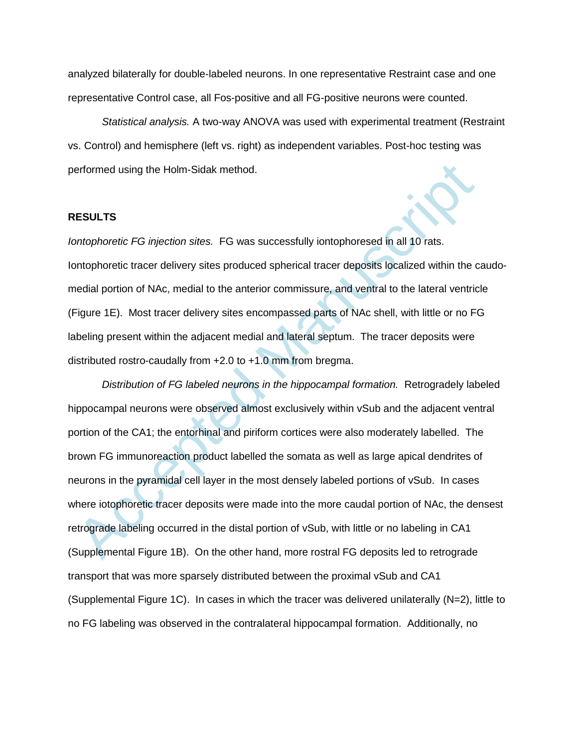analyzed bilaterally for double-labeled neurons. In one representative Restraint case and one representative Control case, all Fos-positive and all FG-positive neurons were counted.

*Statistical analysis.* A two-way ANOVA was used with experimental treatment (Restraint vs. Control) and hemisphere (left vs. right) as independent variables. Post-hoc testing was performed using the Holm-Sidak method.

## RESULTS

*Iontophoretic FG injection sites.* FG was successfully iontophoresed in all 10 rats. Iontophoretic tracer delivery sites produced spherical tracer deposits localized within the caudo-medial portion of NAc, medial to the anterior commissure, and ventral to the lateral ventricle (Figure 1E). Most tracer delivery sites encompassed parts of NAc shell, with little or no FG labeling present within the adjacent medial and lateral septum. The tracer deposits were distributed rostro-caudally from +2.0 to +1.0 mm from bregma.

*Distribution of FG labeled neurons in the hippocampal formation.* Retrogradely labeled hippocampal neurons were observed almost exclusively within vSub and the adjacent ventral portion of the CA1; the entorhinal and piriform cortices were also moderately labelled. The brown FG immunoreaction product labelled the somata as well as large apical dendrites of neurons in the pyramidal cell layer in the most densely labeled portions of vSub. In cases where iotophoretic tracer deposits were made into the more caudal portion of NAc, the densest retrograde labeling occurred in the distal portion of vSub, with little or no labeling in CA1 (Supplemental Figure 1B). On the other hand, more rostral FG deposits led to retrograde transport that was more sparsely distributed between the proximal vSub and CA1 (Supplemental Figure 1C). In cases in which the tracer was delivered unilaterally (N=2), little to no FG labeling was observed in the contralateral hippocampal formation. Additionally, no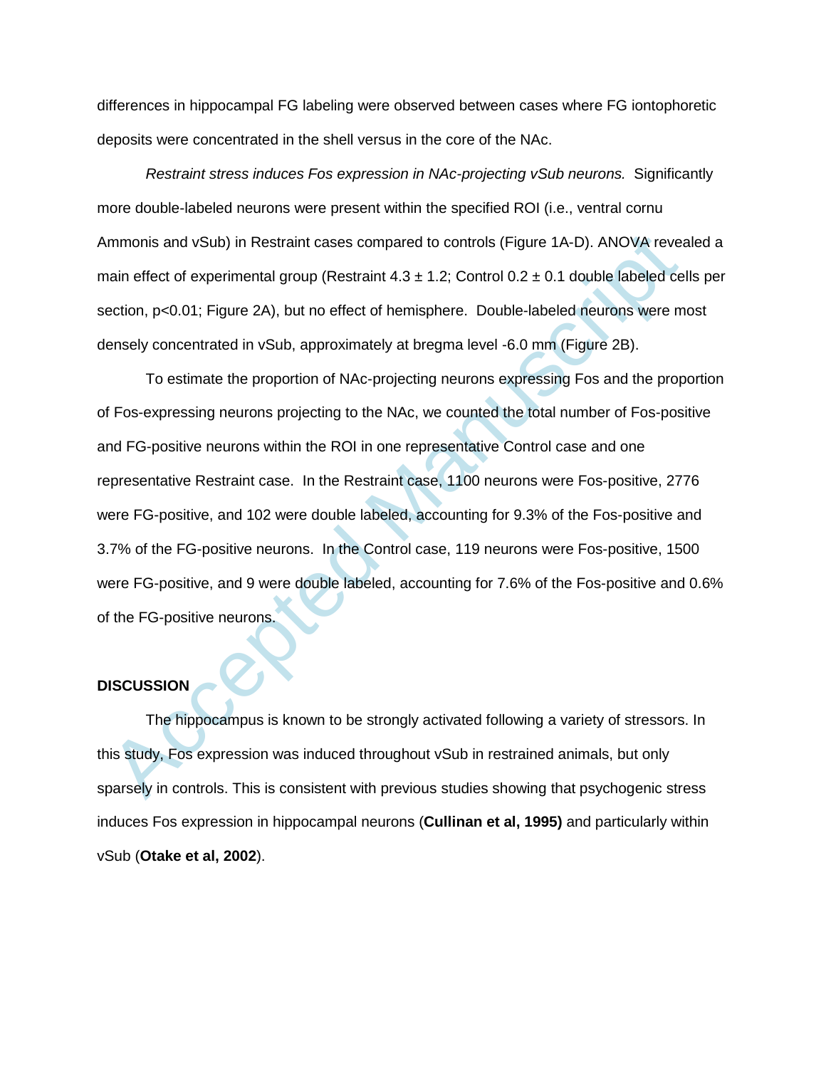differences in hippocampal FG labeling were observed between cases where FG iontophoretic deposits were concentrated in the shell versus in the core of the NAc.

*Restraint stress induces Fos expression in NAc-projecting vSub neurons.* Significantly more double-labeled neurons were present within the specified ROI (i.e., ventral cornu Ammonis and vSub) in Restraint cases compared to controls (Figure 1A-D). ANOVA revealed a main effect of experimental group (Restraint 4.3 ± 1.2; Control 0.2 ± 0.1 double labeled cells per section, $p<0.01$; Figure 2A), but no effect of hemisphere. Double-labeled neurons were most densely concentrated in vSub, approximately at bregma level -6.0 mm (Figure 2B).

To estimate the proportion of NAc-projecting neurons expressing Fos and the proportion of Fos-expressing neurons projecting to the NAc, we counted the total number of Fos-positive and FG-positive neurons within the ROI in one representative Control case and one representative Restraint case. In the Restraint case, 1100 neurons were Fos-positive, 2776 were FG-positive, and 102 were double labeled, accounting for 9.3% of the Fos-positive and 3.7% of the FG-positive neurons. In the Control case, 119 neurons were Fos-positive, 1500 were FG-positive, and 9 were double labeled, accounting for 7.6% of the Fos-positive and 0.6% of the FG-positive neurons.

## DISCUSSION

The hippocampus is known to be strongly activated following a variety of stressors. In this study, Fos expression was induced throughout vSub in restrained animals, but only sparsely in controls. This is consistent with previous studies showing that psychogenic stress induces Fos expression in hippocampal neurons (**Cullinan et al, 1995)** and particularly within vSub (**Otake et al, 2002**).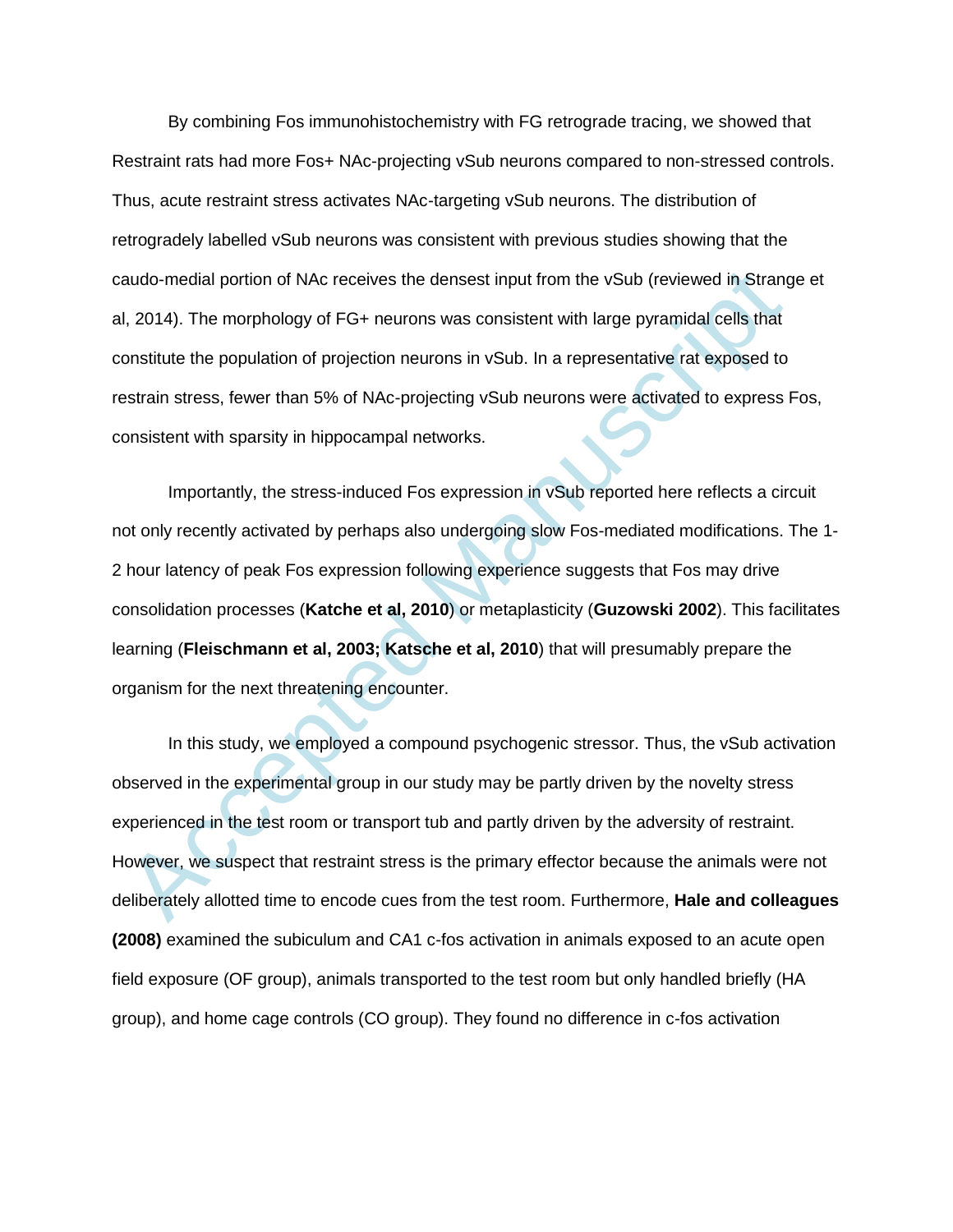By combining Fos immunohistochemistry with FG retrograde tracing, we showed that Restraint rats had more Fos+ NAc-projecting vSub neurons compared to non-stressed controls. Thus, acute restraint stress activates NAc-targeting vSub neurons. The distribution of retrogradely labelled vSub neurons was consistent with previous studies showing that the caudo-medial portion of NAc receives the densest input from the vSub (reviewed in Strange et al, 2014). The morphology of FG+ neurons was consistent with large pyramidal cells that constitute the population of projection neurons in vSub. In a representative rat exposed to restrain stress, fewer than 5% of NAc-projecting vSub neurons were activated to express Fos, consistent with sparsity in hippocampal networks.

Importantly, the stress-induced Fos expression in vSub reported here reflects a circuit not only recently activated by perhaps also undergoing slow Fos-mediated modifications. The 1-2 hour latency of peak Fos expression following experience suggests that Fos may drive consolidation processes (**Katche et al, 2010**) or metaplasticity (**Guzowski 2002**). This facilitates learning (**Fleischmann et al, 2003; Katsche et al, 2010**) that will presumably prepare the organism for the next threatening encounter.

In this study, we employed a compound psychogenic stressor. Thus, the vSub activation observed in the experimental group in our study may be partly driven by the novelty stress experienced in the test room or transport tub and partly driven by the adversity of restraint. However, we suspect that restraint stress is the primary effector because the animals were not deliberately allotted time to encode cues from the test room. Furthermore, **Hale and colleagues (2008)** examined the subiculum and CA1 c-fos activation in animals exposed to an acute open field exposure (OF group), animals transported to the test room but only handled briefly (HA group), and home cage controls (CO group). They found no difference in c-fos activation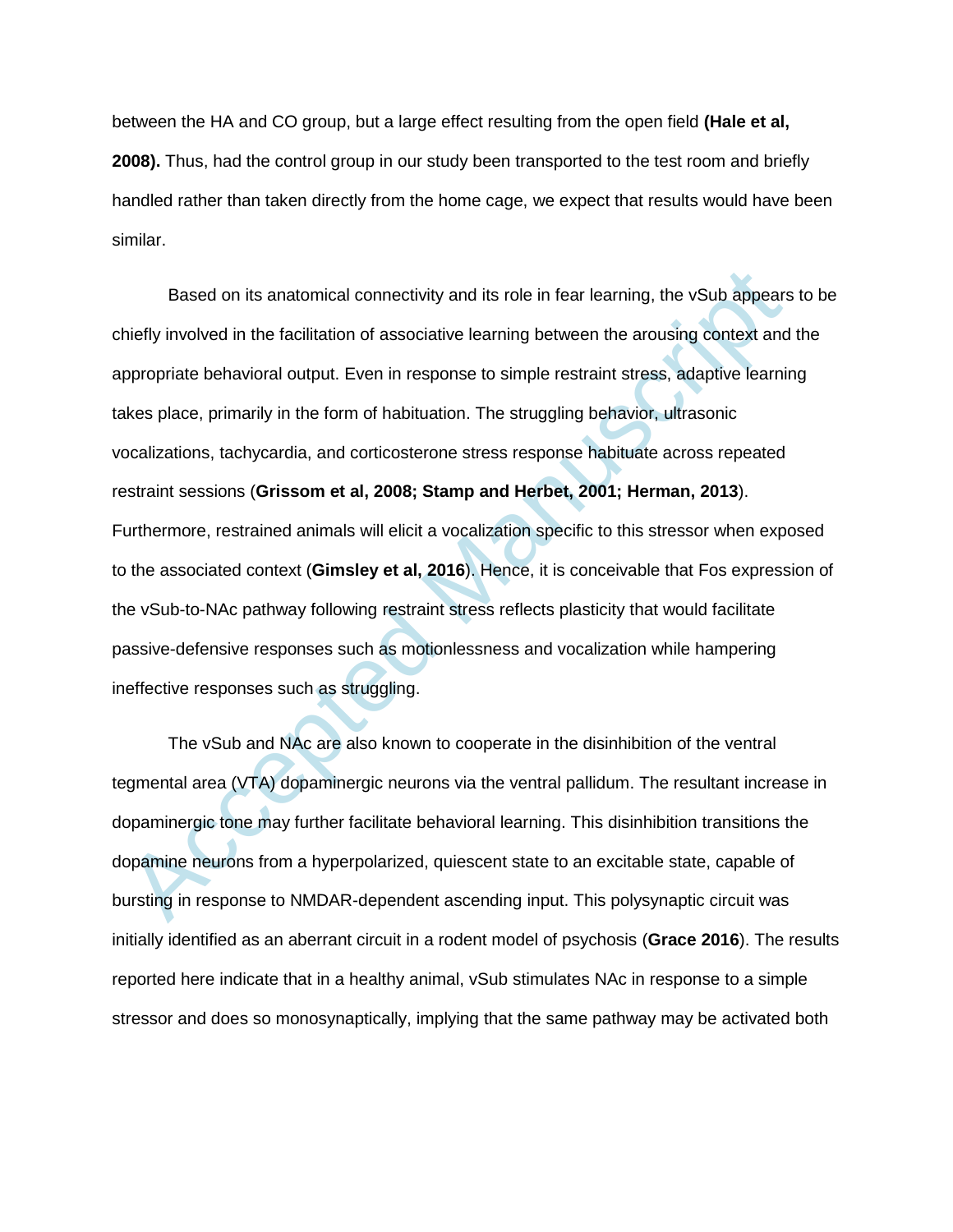between the HA and CO group, but a large effect resulting from the open field **(Hale et al, 2008).** Thus, had the control group in our study been transported to the test room and briefly handled rather than taken directly from the home cage, we expect that results would have been similar.

Based on its anatomical connectivity and its role in fear learning, the vSub appears to be chiefly involved in the facilitation of associative learning between the arousing context and the appropriate behavioral output. Even in response to simple restraint stress, adaptive learning takes place, primarily in the form of habituation. The struggling behavior, ultrasonic vocalizations, tachycardia, and corticosterone stress response habituate across repeated restraint sessions (**Grissom et al, 2008; Stamp and Herbet, 2001; Herman, 2013**). Furthermore, restrained animals will elicit a vocalization specific to this stressor when exposed to the associated context (**Gimsley et al, 2016**). Hence, it is conceivable that Fos expression of the vSub-to-NAc pathway following restraint stress reflects plasticity that would facilitate passive-defensive responses such as motionlessness and vocalization while hampering ineffective responses such as struggling.

The vSub and NAc are also known to cooperate in the disinhibition of the ventral tegmental area (VTA) dopaminergic neurons via the ventral pallidum. The resultant increase in dopaminergic tone may further facilitate behavioral learning. This disinhibition transitions the dopamine neurons from a hyperpolarized, quiescent state to an excitable state, capable of bursting in response to NMDAR-dependent ascending input. This polysynaptic circuit was initially identified as an aberrant circuit in a rodent model of psychosis (**Grace 2016**). The results reported here indicate that in a healthy animal, vSub stimulates NAc in response to a simple stressor and does so monosynaptically, implying that the same pathway may be activated both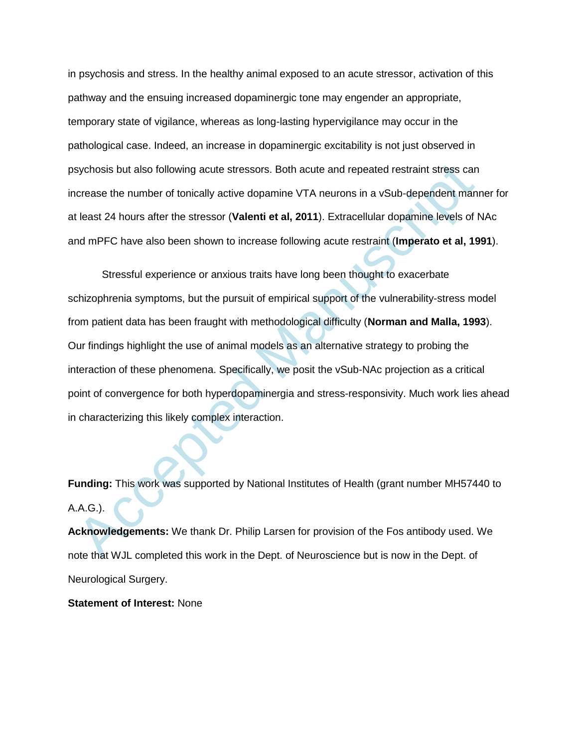in psychosis and stress. In the healthy animal exposed to an acute stressor, activation of this pathway and the ensuing increased dopaminergic tone may engender an appropriate, temporary state of vigilance, whereas as long-lasting hypervigilance may occur in the pathological case. Indeed, an increase in dopaminergic excitability is not just observed in psychosis but also following acute stressors. Both acute and repeated restraint stress can increase the number of tonically active dopamine VTA neurons in a vSub-dependent manner for at least 24 hours after the stressor (**Valenti et al, 2011**). Extracellular dopamine levels of NAc and mPFC have also been shown to increase following acute restraint (**Imperato et al, 1991**).

Stressful experience or anxious traits have long been thought to exacerbate schizophrenia symptoms, but the pursuit of empirical support of the vulnerability-stress model from patient data has been fraught with methodological difficulty (**Norman and Malla, 1993**). Our findings highlight the use of animal models as an alternative strategy to probing the interaction of these phenomena. Specifically, we posit the vSub-NAc projection as a critical point of convergence for both hyperdopaminergia and stress-responsivity. Much work lies ahead in characterizing this likely complex interaction.

**Funding:** This work was supported by National Institutes of Health (grant number MH57440 to A.A.G.).

**Acknowledgements:** We thank Dr. Philip Larsen for provision of the Fos antibody used. We note that WJL completed this work in the Dept. of Neuroscience but is now in the Dept. of Neurological Surgery.

**Statement of Interest:** None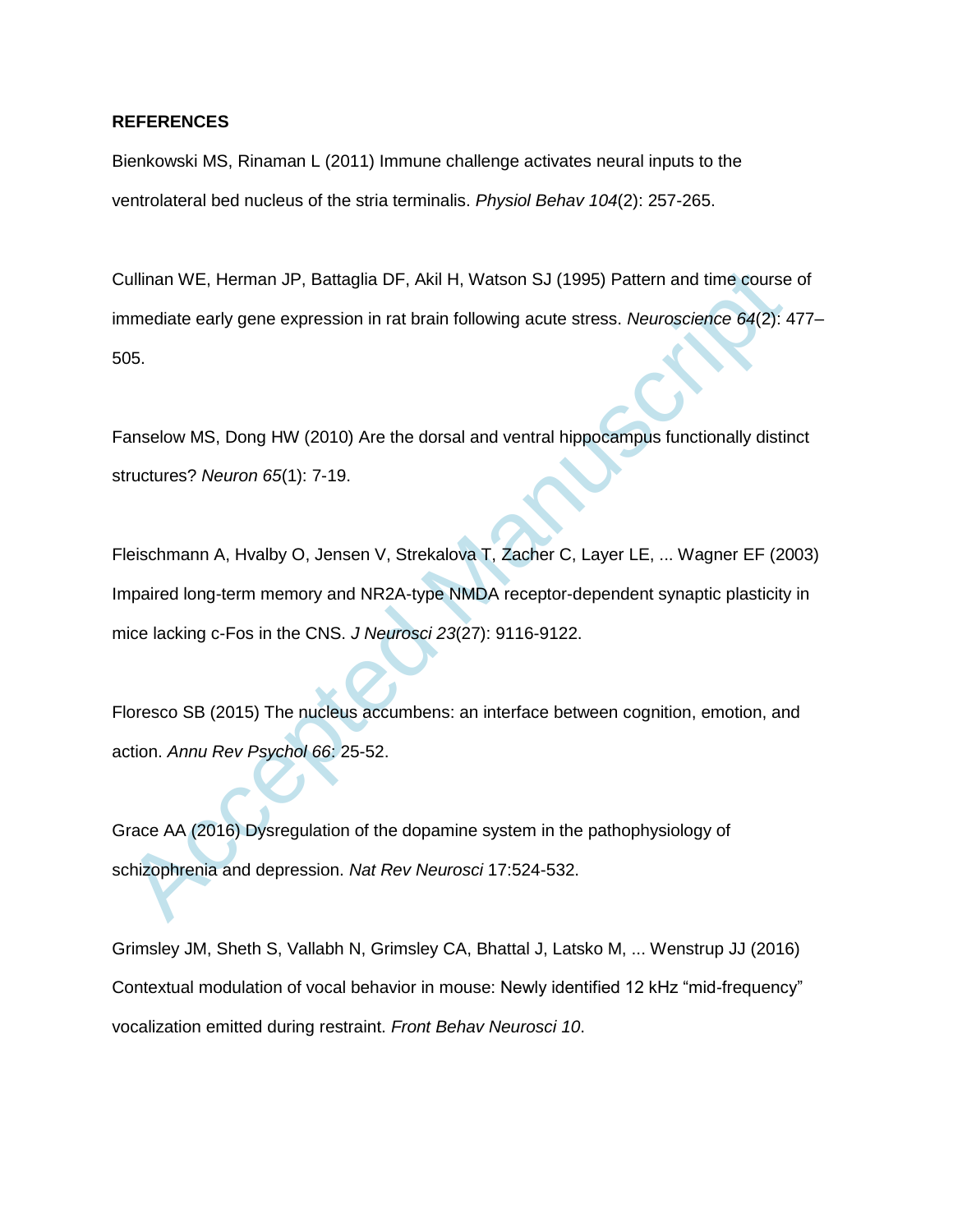**REFERENCES**

Bienkowski MS, Rinaman L (2011) Immune challenge activates neural inputs to the ventrolateral bed nucleus of the stria terminalis. *Physiol Behav 104*(2): 257-265.

Cullinan WE, Herman JP, Battaglia DF, Akil H, Watson SJ (1995) Pattern and time course of immediate early gene expression in rat brain following acute stress. *Neuroscience 64*(2): 477–505.

Fanselow MS, Dong HW (2010) Are the dorsal and ventral hippocampus functionally distinct structures? *Neuron 65*(1): 7-19.

Fleischmann A, Hvalby O, Jensen V, Strekalova T, Zacher C, Layer LE, ... Wagner EF (2003) Impaired long-term memory and NR2A-type NMDA receptor-dependent synaptic plasticity in mice lacking c-Fos in the CNS. *J Neurosci 23*(27): 9116-9122.

Floresco SB (2015) The nucleus accumbens: an interface between cognition, emotion, and action. *Annu Rev Psychol 66*: 25-52.

Grace AA (2016) Dysregulation of the dopamine system in the pathophysiology of schizophrenia and depression. *Nat Rev Neurosci* 17:524-532.

Grimsley JM, Sheth S, Vallabh N, Grimsley CA, Bhattal J, Latsko M, ... Wenstrup JJ (2016) Contextual modulation of vocal behavior in mouse: Newly identified 12 kHz "mid-frequency" vocalization emitted during restraint. *Front Behav Neurosci 10*.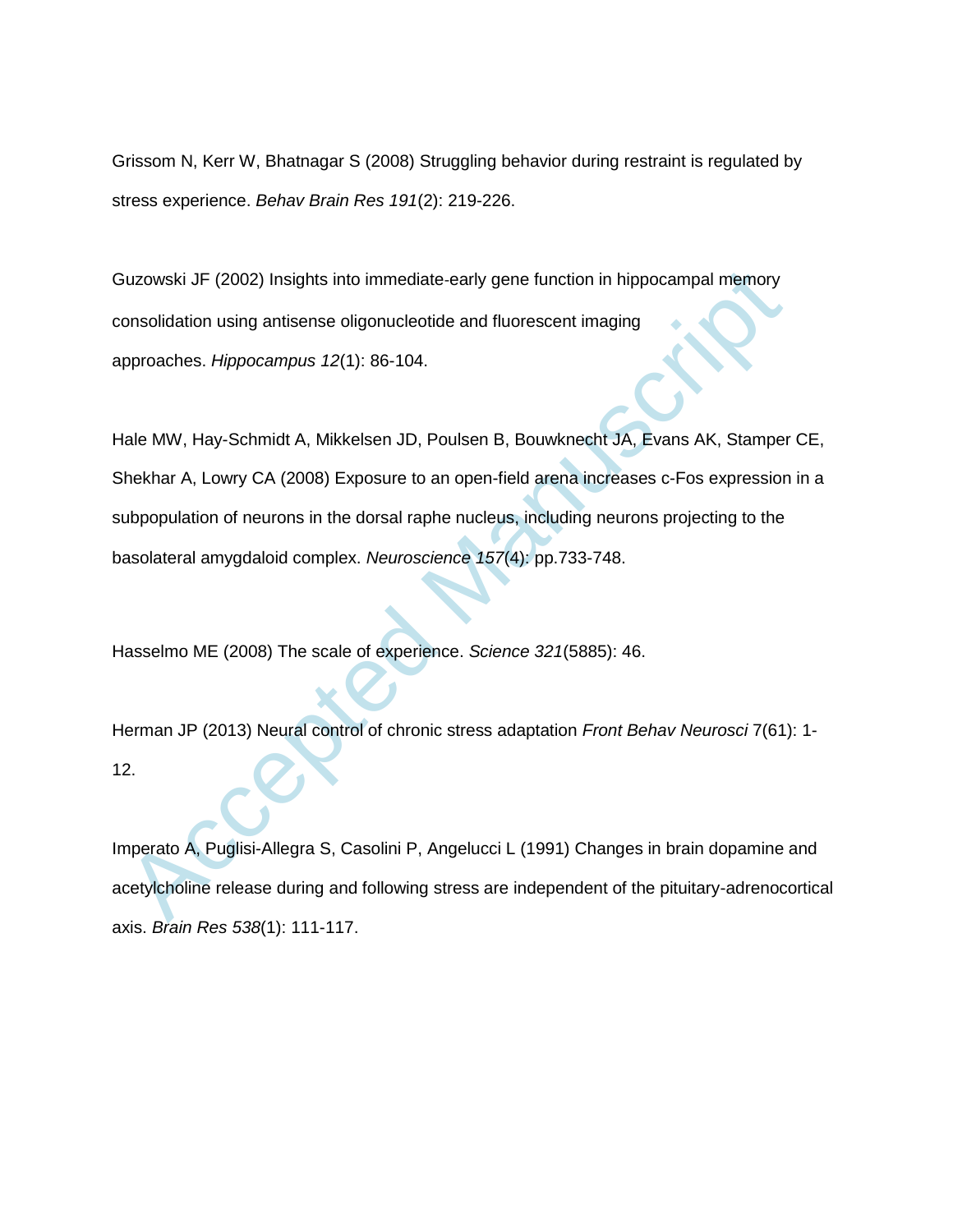Grissom N, Kerr W, Bhatnagar S (2008) Struggling behavior during restraint is regulated by stress experience. *Behav Brain Res 191*(2): 219-226.

Guzowski JF (2002) Insights into immediate-early gene function in hippocampal memory consolidation using antisense oligonucleotide and fluorescent imaging approaches. *Hippocampus 12*(1): 86-104.

Hale MW, Hay-Schmidt A, Mikkelsen JD, Poulsen B, Bouwknecht JA, Evans AK, Stamper CE, Shekhar A, Lowry CA (2008) Exposure to an open-field arena increases c-Fos expression in a subpopulation of neurons in the dorsal raphe nucleus, including neurons projecting to the basolateral amygdaloid complex. *Neuroscience 157*(4): pp.733-748.

Hasselmo ME (2008) The scale of experience. *Science 321*(5885): 46.

Herman JP (2013) Neural control of chronic stress adaptation *Front Behav Neurosci* 7(61): 1-12.

Imperato A, Puglisi-Allegra S, Casolini P, Angelucci L (1991) Changes in brain dopamine and acetylcholine release during and following stress are independent of the pituitary-adrenocortical axis. *Brain Res 538*(1): 111-117.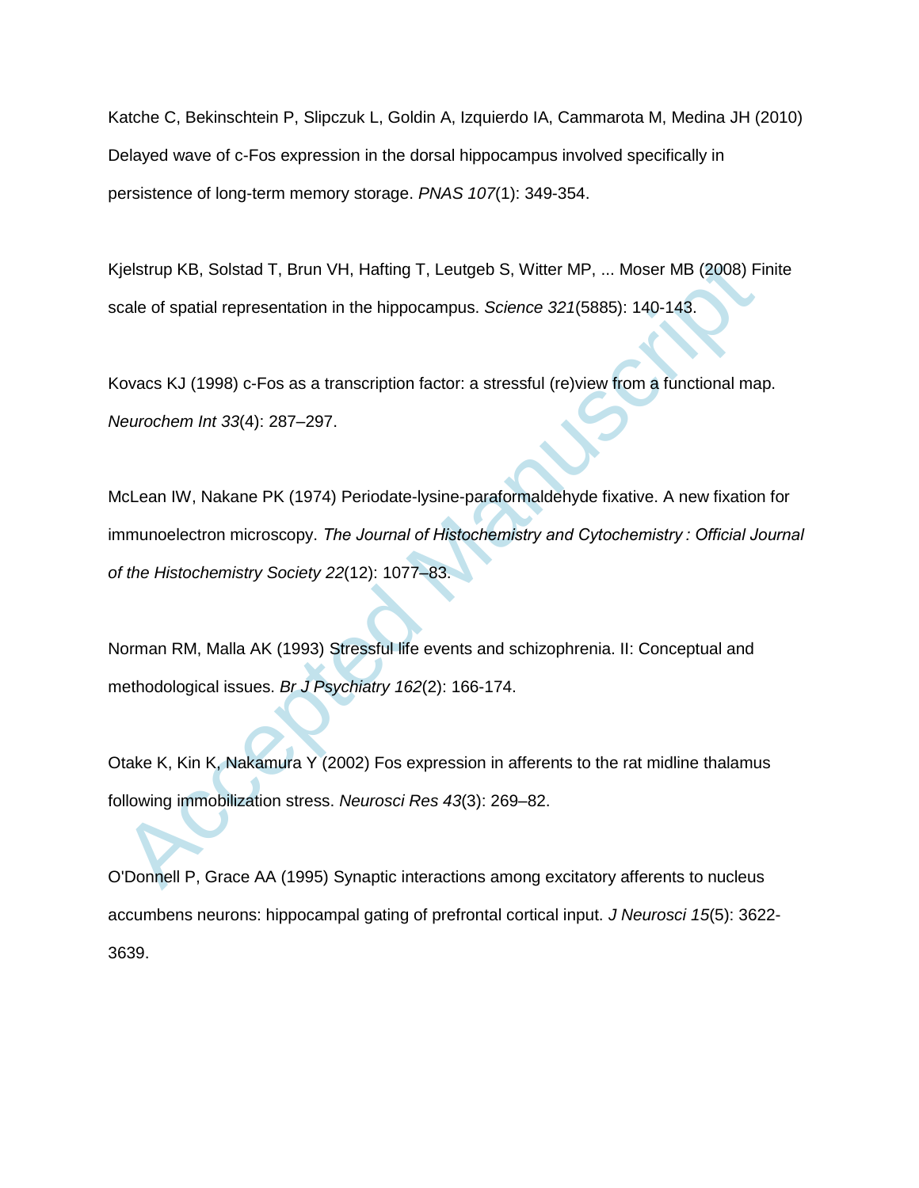Katche C, Bekinschtein P, Slipczuk L, Goldin A, Izquierdo IA, Cammarota M, Medina JH (2010) Delayed wave of c-Fos expression in the dorsal hippocampus involved specifically in persistence of long-term memory storage. *PNAS 107*(1): 349-354.

Kjelstrup KB, Solstad T, Brun VH, Hafting T, Leutgeb S, Witter MP, ... Moser MB (2008) Finite scale of spatial representation in the hippocampus. *Science 321*(5885): 140-143.

Kovacs KJ (1998) c-Fos as a transcription factor: a stressful (re)view from a functional map. *Neurochem Int 33*(4): 287–297.

McLean IW, Nakane PK (1974) Periodate-lysine-paraformaldehyde fixative. A new fixation for immunoelectron microscopy. *The Journal of Histochemistry and Cytochemistry : Official Journal of the Histochemistry Society 22*(12): 1077–83.

Norman RM, Malla AK (1993) Stressful life events and schizophrenia. II: Conceptual and methodological issues. *Br J Psychiatry 162*(2): 166-174.

Otake K, Kin K, Nakamura Y (2002) Fos expression in afferents to the rat midline thalamus following immobilization stress. *Neurosci Res 43*(3): 269–82.

O'Donnell P, Grace AA (1995) Synaptic interactions among excitatory afferents to nucleus accumbens neurons: hippocampal gating of prefrontal cortical input. *J Neurosci 15*(5): 3622-3639.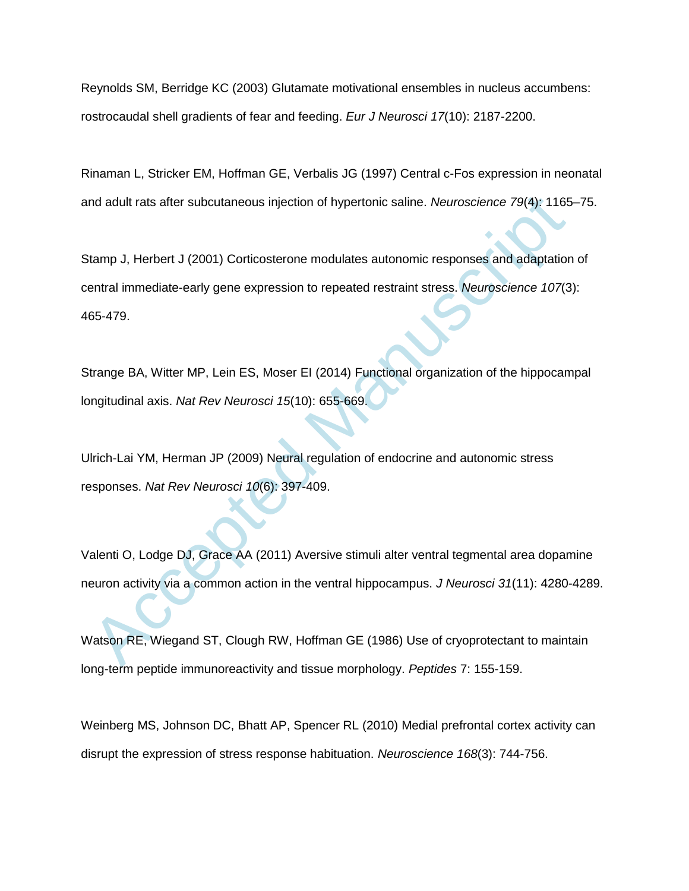Reynolds SM, Berridge KC (2003) Glutamate motivational ensembles in nucleus accumbens: rostrocaudal shell gradients of fear and feeding. *Eur J Neurosci 17*(10): 2187-2200.

Rinaman L, Stricker EM, Hoffman GE, Verbalis JG (1997) Central c-Fos expression in neonatal and adult rats after subcutaneous injection of hypertonic saline. *Neuroscience 79*(4): 1165–75.

Stamp J, Herbert J (2001) Corticosterone modulates autonomic responses and adaptation of central immediate-early gene expression to repeated restraint stress. *Neuroscience 107*(3): 465-479.

Strange BA, Witter MP, Lein ES, Moser EI (2014) Functional organization of the hippocampal longitudinal axis. *Nat Rev Neurosci 15*(10): 655-669.

Ulrich-Lai YM, Herman JP (2009) Neural regulation of endocrine and autonomic stress responses. *Nat Rev Neurosci 10*(6): 397-409.

Valenti O, Lodge DJ, Grace AA (2011) Aversive stimuli alter ventral tegmental area dopamine neuron activity via a common action in the ventral hippocampus. *J Neurosci 31*(11): 4280-4289.

Watson RE, Wiegand ST, Clough RW, Hoffman GE (1986) Use of cryoprotectant to maintain long-term peptide immunoreactivity and tissue morphology. *Peptides* 7: 155-159.

Weinberg MS, Johnson DC, Bhatt AP, Spencer RL (2010) Medial prefrontal cortex activity can disrupt the expression of stress response habituation. *Neuroscience 168*(3): 744-756.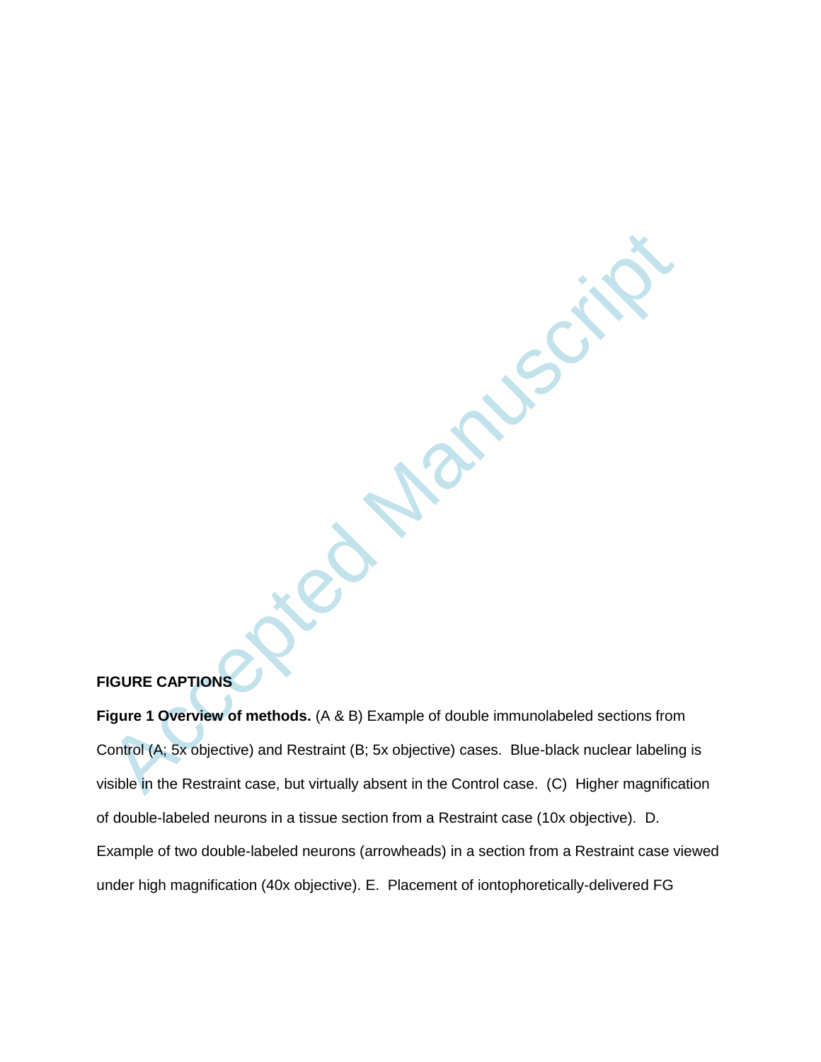## FIGURE CAPTIONS

**Figure 1 Overview of methods.** (A & B) Example of double immunolabeled sections from Control (A; 5x objective) and Restraint (B; 5x objective) cases. Blue-black nuclear labeling is visible in the Restraint case, but virtually absent in the Control case. (C) Higher magnification of double-labeled neurons in a tissue section from a Restraint case (10x objective). D. Example of two double-labeled neurons (arrowheads) in a section from a Restraint case viewed under high magnification (40x objective). E. Placement of iontophoretically-delivered FG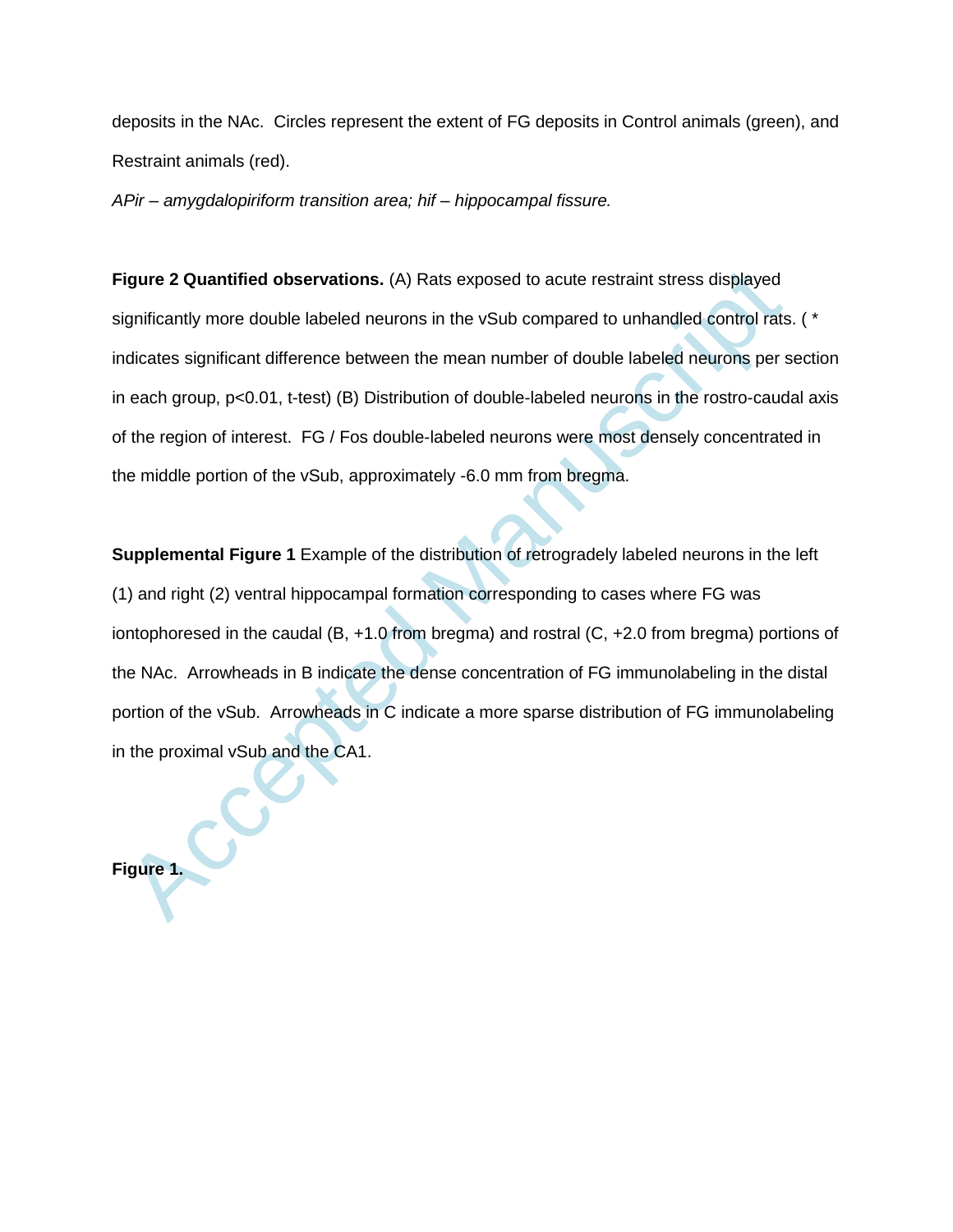deposits in the NAc. Circles represent the extent of FG deposits in Control animals (green), and Restraint animals (red).

*APir – amygdalopiriform transition area; hif – hippocampal fissure.*

**Figure 2 Quantified observations.** (A) Rats exposed to acute restraint stress displayed significantly more double labeled neurons in the vSub compared to unhandled control rats. ( * indicates significant difference between the mean number of double labeled neurons per section in each group, $p<0.01$, t-test) (B) Distribution of double-labeled neurons in the rostro-caudal axis of the region of interest. FG / Fos double-labeled neurons were most densely concentrated in the middle portion of the vSub, approximately -6.0 mm from bregma.

**Supplemental Figure 1** Example of the distribution of retrogradely labeled neurons in the left (1) and right (2) ventral hippocampal formation corresponding to cases where FG was iontophoresed in the caudal (B, +1.0 from bregma) and rostral (C, +2.0 from bregma) portions of the NAc. Arrowheads in B indicate the dense concentration of FG immunolabeling in the distal portion of the vSub. Arrowheads in C indicate a more sparse distribution of FG immunolabeling in the proximal vSub and the CA1.

**Figure 1.**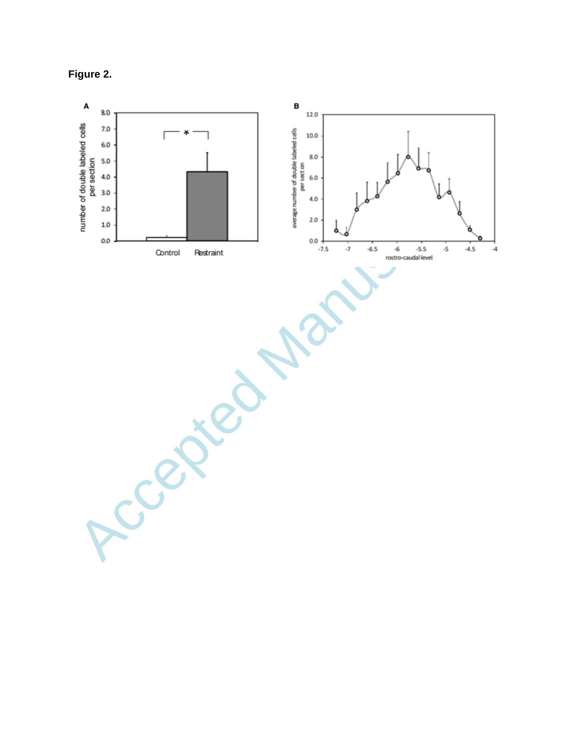**Figure 2.**

A

8.0
7.0
6.0
5.0
4.0
3.0
2.0
1.0
0.0

number of double labeled cells per section

*

Control
Restraint

B

12.0
10.0
8.0
6.0
4.0
2.0
0.0

average number of double labeled cells per sect on

-7.5
-7
-6.5
-6
-5.5
-5
-4.5
-4

rostro-caudal level